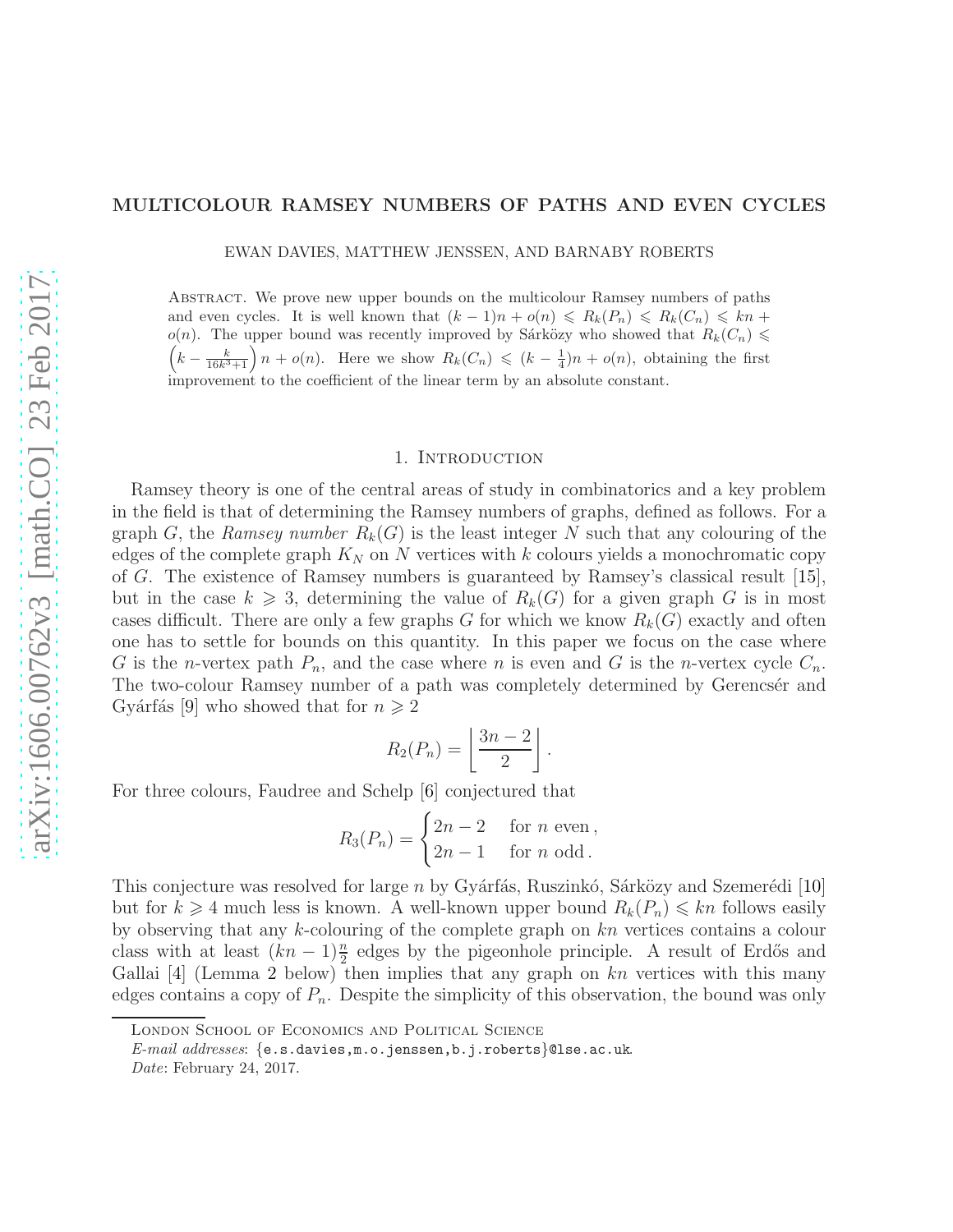# MULTICOLOUR RAMSEY NUMBERS OF PATHS AND EVEN CYCLES

EWAN DAVIES, MATTHEW JENSSEN, AND BARNABY ROBERTS

Abstract. We prove new upper bounds on the multicolour Ramsey numbers of paths and even cycles. It is well known that $(k-1)n + o(n) \leqslant R_k(P_n) \leqslant R_k(C_n) \leqslant kn + o(n)$. The upper bound was recently improved by Sárközy who showed that $R_k(C_n) \leqslant \left(k - \frac{k}{16k^3+1}\right) n + o(n)$. Here we show $R_k(C_n) \leqslant (k - \frac{1}{4})n + o(n)$, obtaining the first improvement to the coefficient of the linear term by an absolute constant.

## 1. Introduction

Ramsey theory is one of the central areas of study in combinatorics and a key problem in the field is that of determining the Ramsey numbers of graphs, defined as follows. For a graph $G$, the *Ramsey number* $R_k(G)$ is the least integer $N$ such that any colouring of the edges of the complete graph $K_N$ on $N$ vertices with $k$ colours yields a monochromatic copy of $G$. The existence of Ramsey numbers is guaranteed by Ramsey's classical result [15], but in the case $k \geqslant 3$, determining the value of $R_k(G)$ for a given graph $G$ is in most cases difficult. There are only a few graphs $G$ for which we know $R_k(G)$ exactly and often one has to settle for bounds on this quantity. In this paper we focus on the case where $G$ is the $n$-vertex path $P_n$, and the case where $n$ is even and $G$ is the $n$-vertex cycle $C_n$. The two-colour Ramsey number of a path was completely determined by Gerencsér and Gyárfás [9] who showed that for $n \geqslant 2$

$$R_2(P_n) = \left\lfloor \frac{3n-2}{2} \right\rfloor .$$

For three colours, Faudree and Schelp [6] conjectured that

$$R_3(P_n) = \begin{cases} 2n-2 & \text{for } n \text{ even}, \\ 2n-1 & \text{for } n \text{ odd}. \end{cases}$$

This conjecture was resolved for large $n$ by Gyárfás, Ruszinkó, Sárközy and Szemerédi [10] but for $k \geqslant 4$ much less is known. A well-known upper bound $R_k(P_n) \leqslant kn$ follows easily by observing that any $k$-colouring of the complete graph on $kn$ vertices contains a colour class with at least $(kn-1)\frac{n}{2}$ edges by the pigeonhole principle. A result of Erdős and Gallai [4] (Lemma 2 below) then implies that any graph on $kn$ vertices with this many edges contains a copy of $P_n$. Despite the simplicity of this observation, the bound was only

London School of Economics and Political Science

*E-mail addresses*: {e.s.davies,m.o.jenssen,b.j.roberts}@lse.ac.uk.

*Date*: February 24, 2017.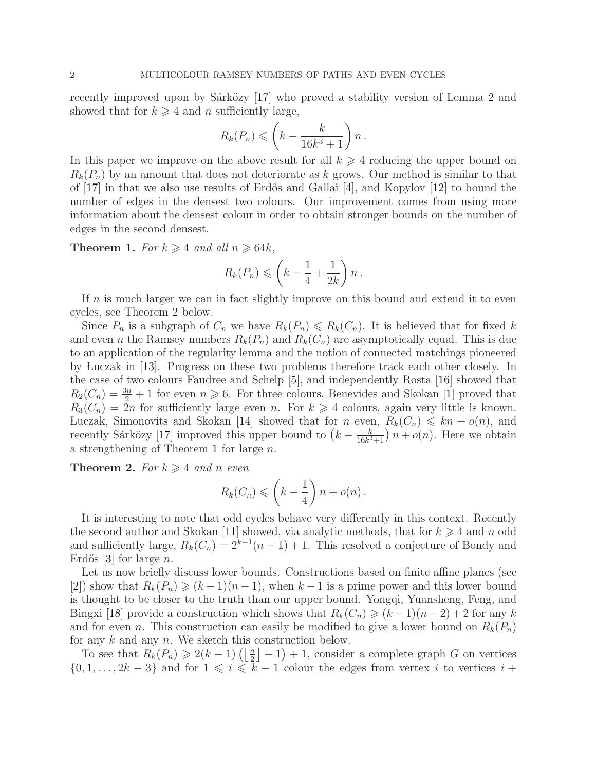recently improved upon by Sárközy [17] who proved a stability version of Lemma 2 and showed that for $k \geqslant 4$ and $n$ sufficiently large,

$$R_k(P_n) \leqslant \left(k - \frac{k}{16k^3+1}\right) n\,.$$

In this paper we improve on the above result for all $k \geqslant 4$ reducing the upper bound on $R_k(P_n)$ by an amount that does not deteriorate as $k$ grows. Our method is similar to that of [17] in that we also use results of Erdős and Gallai [4], and Kopylov [12] to bound the number of edges in the densest two colours. Our improvement comes from using more information about the densest colour in order to obtain stronger bounds on the number of edges in the second densest.

**Theorem 1.** *For $k \geqslant 4$ and all $n \geqslant 64k$,*

$$R_k(P_n) \leqslant \left(k - \frac{1}{4} + \frac{1}{2k}\right) n\,.$$

If $n$ is much larger we can in fact slightly improve on this bound and extend it to even cycles, see Theorem 2 below.

Since $P_n$ is a subgraph of $C_n$ we have $R_k(P_n) \leqslant R_k(C_n)$. It is believed that for fixed $k$ and even $n$ the Ramsey numbers $R_k(P_n)$ and $R_k(C_n)$ are asymptotically equal. This is due to an application of the regularity lemma and the notion of connected matchings pioneered by Łuczak in [13]. Progress on these two problems therefore track each other closely. In the case of two colours Faudree and Schelp [5], and independently Rosta [16] showed that $R_2(C_n) = \frac{3n}{2} + 1$ for even $n \geqslant 6$. For three colours, Benevides and Skokan [1] proved that $R_3(C_n) = 2n$ for sufficiently large even $n$. For $k \geqslant 4$ colours, again very little is known. Łuczak, Simonovits and Skokan [14] showed that for $n$ even, $R_k(C_n) \leqslant kn + o(n)$, and recently Sárközy [17] improved this upper bound to $\left(k - \frac{k}{16k^3+1}\right) n + o(n)$. Here we obtain a strengthening of Theorem 1 for large $n$.

**Theorem 2.** *For $k \geqslant 4$ and $n$ even*

$$R_k(C_n) \leqslant \left(k - \frac{1}{4}\right) n + o(n)\,.$$

It is interesting to note that odd cycles behave very differently in this context. Recently the second author and Skokan [11] showed, via analytic methods, that for $k \geqslant 4$ and $n$ odd and sufficiently large, $R_k(C_n) = 2^{k-1}(n-1) + 1$. This resolved a conjecture of Bondy and Erdős [3] for large $n$.

Let us now briefly discuss lower bounds. Constructions based on finite affine planes (see [2]) show that $R_k(P_n) \geqslant (k-1)(n-1)$, when $k-1$ is a prime power and this lower bound is thought to be closer to the truth than our upper bound. Yongqi, Yuansheng, Feng, and Bingxi [18] provide a construction which shows that $R_k(C_n) \geqslant (k-1)(n-2)+2$ for any $k$ and for even $n$. This construction can easily be modified to give a lower bound on $R_k(P_n)$ for any $k$ and any $n$. We sketch this construction below.

To see that $R_k(P_n) \geqslant 2(k-1)\left(\left\lfloor \frac{n}{2} \right\rfloor - 1\right) + 1$, consider a complete graph $G$ on vertices $\{0, 1, \ldots, 2k-3\}$ and for $1 \leqslant i \leqslant k-1$ colour the edges from vertex $i$ to vertices $i +$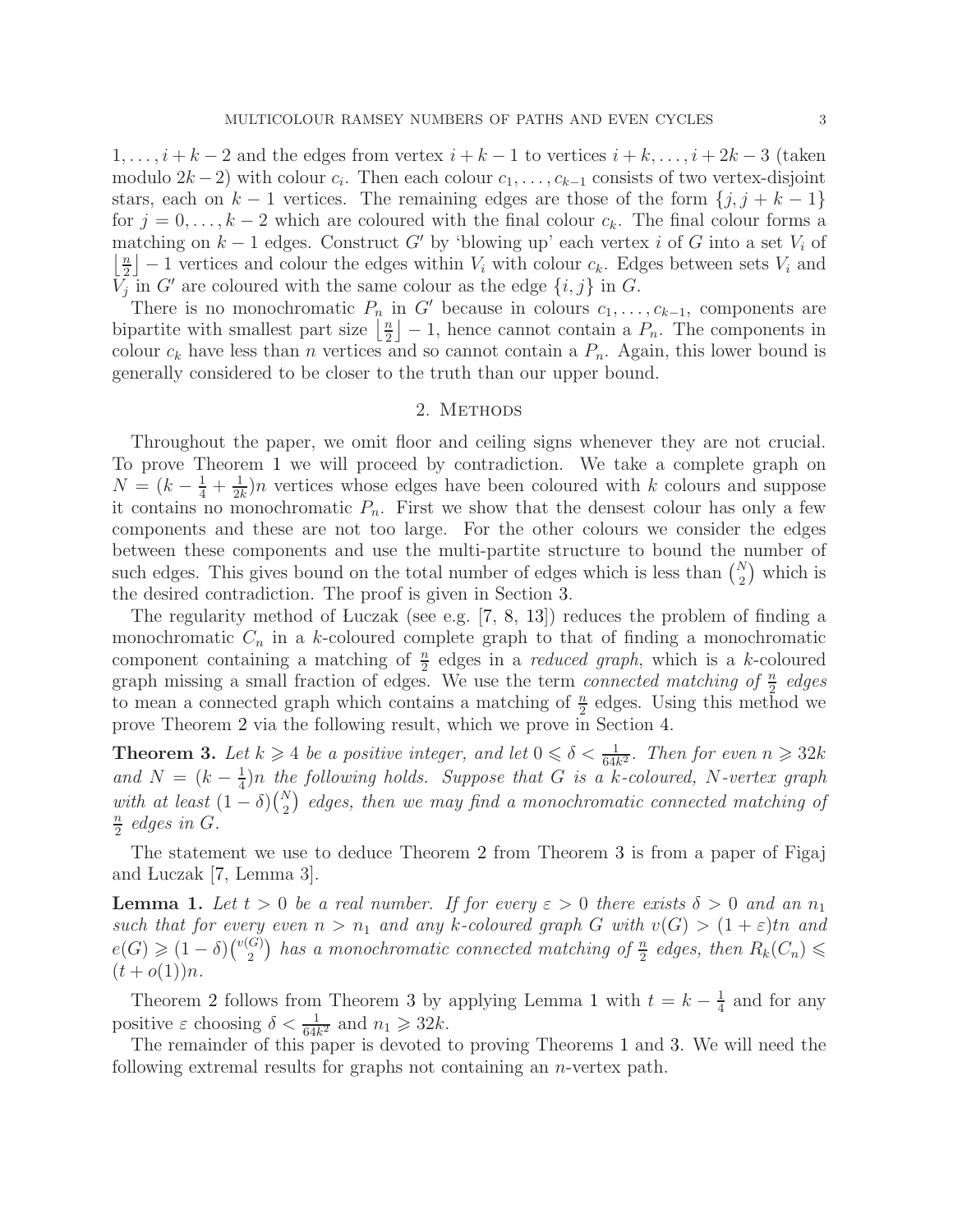$1, \ldots, i+k-2$ and the edges from vertex $i+k-1$ to vertices $i+k, \ldots, i+2k-3$ (taken modulo $2k-2$) with colour $c_i$. Then each colour $c_1, \ldots, c_{k-1}$ consists of two vertex-disjoint stars, each on $k-1$ vertices. The remaining edges are those of the form $\{j, j+k-1\}$ for $j = 0, \ldots, k-2$ which are coloured with the final colour $c_k$. The final colour forms a matching on $k-1$ edges. Construct $G'$ by 'blowing up' each vertex $i$ of $G$ into a set $V_i$ of $\lfloor \frac{n}{2} \rfloor - 1$ vertices and colour the edges within $V_i$ with colour $c_k$. Edges between sets $V_i$ and $V_j$ in $G'$ are coloured with the same colour as the edge $\{i, j\}$ in $G$.

There is no monochromatic $P_n$ in $G'$ because in colours $c_1, \ldots, c_{k-1}$, components are bipartite with smallest part size $\lfloor \frac{n}{2} \rfloor - 1$, hence cannot contain a $P_n$. The components in colour $c_k$ have less than $n$ vertices and so cannot contain a $P_n$. Again, this lower bound is generally considered to be closer to the truth than our upper bound.

## 2. Methods

Throughout the paper, we omit floor and ceiling signs whenever they are not crucial. To prove Theorem 1 we will proceed by contradiction. We take a complete graph on $N = (k - \frac{1}{4} + \frac{1}{2k})n$ vertices whose edges have been coloured with $k$ colours and suppose it contains no monochromatic $P_n$. First we show that the densest colour has only a few components and these are not too large. For the other colours we consider the edges between these components and use the multi-partite structure to bound the number of such edges. This gives bound on the total number of edges which is less than $\binom{N}{2}$ which is the desired contradiction. The proof is given in Section 3.

The regularity method of Łuczak (see e.g. [7, 8, 13]) reduces the problem of finding a monochromatic $C_n$ in a $k$-coloured complete graph to that of finding a monochromatic component containing a matching of $\frac{n}{2}$ edges in a *reduced graph*, which is a $k$-coloured graph missing a small fraction of edges. We use the term *connected matching of $\frac{n}{2}$ edges* to mean a connected graph which contains a matching of $\frac{n}{2}$ edges. Using this method we prove Theorem 2 via the following result, which we prove in Section 4.

**Theorem 3.** *Let $k \geqslant 4$ be a positive integer, and let $0 \leqslant \delta < \frac{1}{64k^2}$. Then for even $n \geqslant 32k$ and $N = (k - \frac{1}{4})n$ the following holds. Suppose that $G$ is a $k$-coloured, $N$-vertex graph with at least $(1-\delta)\binom{N}{2}$ edges, then we may find a monochromatic connected matching of $\frac{n}{2}$ edges in $G$.*

The statement we use to deduce Theorem 2 from Theorem 3 is from a paper of Figaj and Łuczak [7, Lemma 3].

**Lemma 1.** *Let $t > 0$ be a real number. If for every $\varepsilon > 0$ there exists $\delta > 0$ and an $n_1$ such that for every even $n > n_1$ and any $k$-coloured graph $G$ with $v(G) > (1+\varepsilon)tn$ and $e(G) \geqslant (1-\delta)\binom{v(G)}{2}$ has a monochromatic connected matching of $\frac{n}{2}$ edges, then $R_k(C_n) \leqslant (t + o(1))n$.*

Theorem 2 follows from Theorem 3 by applying Lemma 1 with $t = k - \frac{1}{4}$ and for any positive $\varepsilon$ choosing $\delta < \frac{1}{64k^2}$ and $n_1 \geqslant 32k$.

The remainder of this paper is devoted to proving Theorems 1 and 3. We will need the following extremal results for graphs not containing an $n$-vertex path.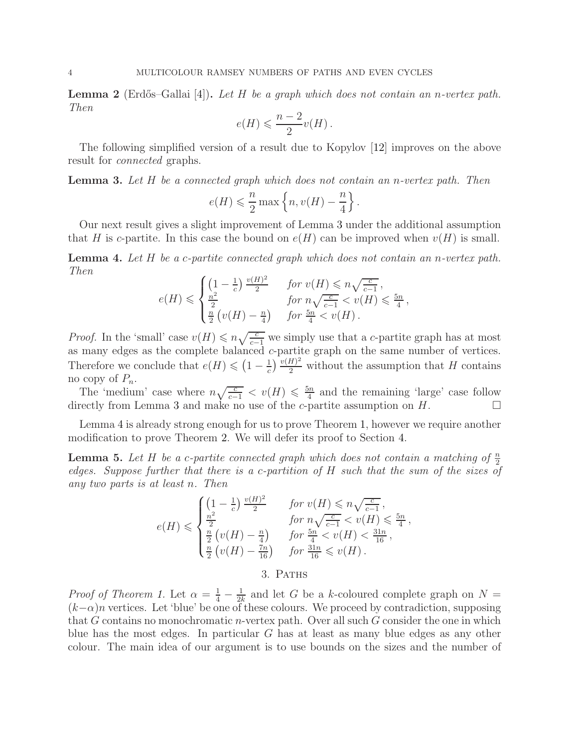**Lemma 2** (Erdős–Gallai [4])**.** *Let $H$ be a graph which does not contain an $n$-vertex path. Then*

$$e(H) \leqslant \frac{n-2}{2} v(H)\,.$$

The following simplified version of a result due to Kopylov [12] improves on the above result for *connected* graphs.

**Lemma 3.** *Let $H$ be a connected graph which does not contain an $n$-vertex path. Then*

$$e(H) \leqslant \frac{n}{2} \max\left\{n, v(H) - \frac{n}{4}\right\}.$$

Our next result gives a slight improvement of Lemma 3 under the additional assumption that $H$ is $c$-partite. In this case the bound on $e(H)$ can be improved when $v(H)$ is small.

**Lemma 4.** *Let $H$ be a $c$-partite connected graph which does not contain an $n$-vertex path. Then*

$$e(H) \leqslant \begin{cases} \left(1 - \frac{1}{c}\right) \frac{v(H)^2}{2} & \text{for } v(H) \leqslant n\sqrt{\frac{c}{c-1}}\,, \\ \frac{n^2}{2} & \text{for } n\sqrt{\frac{c}{c-1}} < v(H) \leqslant \frac{5n}{4}\,, \\ \frac{n}{2}\left(v(H) - \frac{n}{4}\right) & \text{for } \frac{5n}{4} < v(H)\,. \end{cases}$$

*Proof.* In the 'small' case $v(H) \leqslant n\sqrt{\frac{c}{c-1}}$ we simply use that a $c$-partite graph has at most as many edges as the complete balanced $c$-partite graph on the same number of vertices. Therefore we conclude that $e(H) \leqslant \left(1 - \frac{1}{c}\right) \frac{v(H)^2}{2}$ without the assumption that $H$ contains no copy of $P_n$.

The 'medium' case where $n\sqrt{\frac{c}{c-1}} < v(H) \leqslant \frac{5n}{4}$ and the remaining 'large' case follow directly from Lemma 3 and make no use of the $c$-partite assumption on $H$. $\square$

Lemma 4 is already strong enough for us to prove Theorem 1, however we require another modification to prove Theorem 2. We will defer its proof to Section 4.

**Lemma 5.** *Let $H$ be a $c$-partite connected graph which does not contain a matching of $\frac{n}{2}$ edges. Suppose further that there is a $c$-partition of $H$ such that the sum of the sizes of any two parts is at least $n$. Then*

$$e(H) \leqslant \begin{cases} \left(1 - \frac{1}{c}\right) \frac{v(H)^2}{2} & \text{for } v(H) \leqslant n\sqrt{\frac{c}{c-1}}\,, \\ \frac{n^2}{2} & \text{for } n\sqrt{\frac{c}{c-1}} < v(H) \leqslant \frac{5n}{4}\,, \\ \frac{n}{2}\left(v(H) - \frac{n}{4}\right) & \text{for } \frac{5n}{4} < v(H) < \frac{31n}{16}\,, \\ \frac{n}{2}\left(v(H) - \frac{7n}{16}\right) & \text{for } \frac{31n}{16} \leqslant v(H)\,. \end{cases}$$

## 3. Paths

*Proof of Theorem 1.* Let $\alpha = \frac{1}{4} - \frac{1}{2k}$ and let $G$ be a $k$-coloured complete graph on $N = (k-\alpha)n$ vertices. Let 'blue' be one of these colours. We proceed by contradiction, supposing that $G$ contains no monochromatic $n$-vertex path. Over all such $G$ consider the one in which blue has the most edges. In particular $G$ has at least as many blue edges as any other colour. The main idea of our argument is to use bounds on the sizes and the number of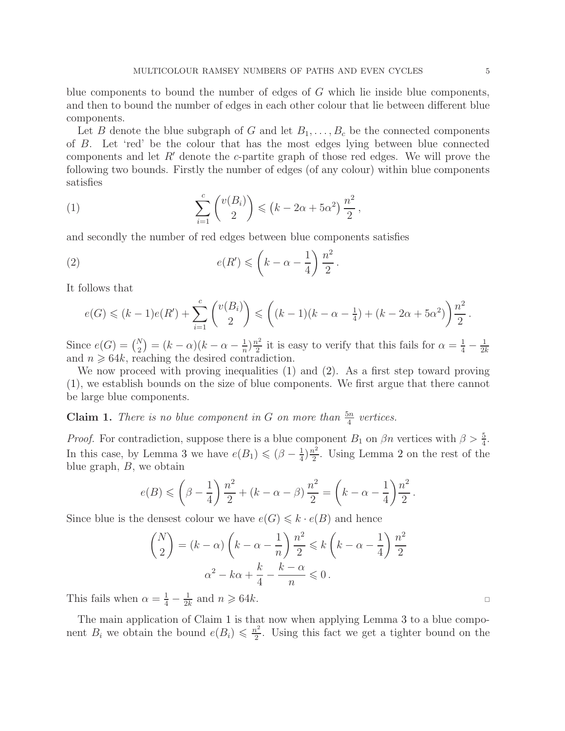blue components to bound the number of edges of $G$ which lie inside blue components, and then to bound the number of edges in each other colour that lie between different blue components.

Let $B$ denote the blue subgraph of $G$ and let $B_1, \ldots, B_c$ be the connected components of $B$. Let 'red' be the colour that has the most edges lying between blue connected components and let $R'$ denote the $c$-partite graph of those red edges. We will prove the following two bounds. Firstly the number of edges (of any colour) within blue components satisfies

$$\sum_{i=1}^{c} \binom{v(B_i)}{2} \leqslant \left(k - 2\alpha + 5\alpha^2\right) \frac{n^2}{2}, \tag{1}$$

and secondly the number of red edges between blue components satisfies

$$e(R') \leqslant \left(k - \alpha - \frac{1}{4}\right) \frac{n^2}{2}. \tag{2}$$

It follows that

$$e(G) \leqslant (k-1)e(R') + \sum_{i=1}^{c} \binom{v(B_i)}{2} \leqslant \left((k-1)(k - \alpha - \tfrac{1}{4}) + (k - 2\alpha + 5\alpha^2)\right)\frac{n^2}{2}.$$

Since $e(G) = \binom{N}{2} = (k-\alpha)(k-\alpha-\frac{1}{n})\frac{n^2}{2}$ it is easy to verify that this fails for $\alpha = \frac{1}{4} - \frac{1}{2k}$ and $n \geqslant 64k$, reaching the desired contradiction.

We now proceed with proving inequalities (1) and (2). As a first step toward proving (1), we establish bounds on the size of blue components. We first argue that there cannot be large blue components.

**Claim 1.** *There is no blue component in $G$ on more than $\frac{5n}{4}$ vertices.*

*Proof.* For contradiction, suppose there is a blue component $B_1$ on $\beta n$ vertices with $\beta > \frac{5}{4}$. In this case, by Lemma 3 we have $e(B_1) \leqslant (\beta - \frac{1}{4})\frac{n^2}{2}$. Using Lemma 2 on the rest of the blue graph, $B$, we obtain

$$e(B) \leqslant \left(\beta - \frac{1}{4}\right)\frac{n^2}{2} + (k - \alpha - \beta)\frac{n^2}{2} = \left(k - \alpha - \frac{1}{4}\right)\frac{n^2}{2}.$$

Since blue is the densest colour we have $e(G) \leqslant k \cdot e(B)$ and hence

$$\binom{N}{2} = (k-\alpha)\left(k - \alpha - \frac{1}{n}\right)\frac{n^2}{2} \leqslant k\left(k - \alpha - \frac{1}{4}\right)\frac{n^2}{2}$$

$$\alpha^2 - k\alpha + \frac{k}{4} - \frac{k-\alpha}{n} \leqslant 0.$$

This fails when $\alpha = \frac{1}{4} - \frac{1}{2k}$ and $n \geqslant 64k$. □

The main application of Claim 1 is that now when applying Lemma 3 to a blue component $B_i$ we obtain the bound $e(B_i) \leqslant \frac{n^2}{2}$. Using this fact we get a tighter bound on the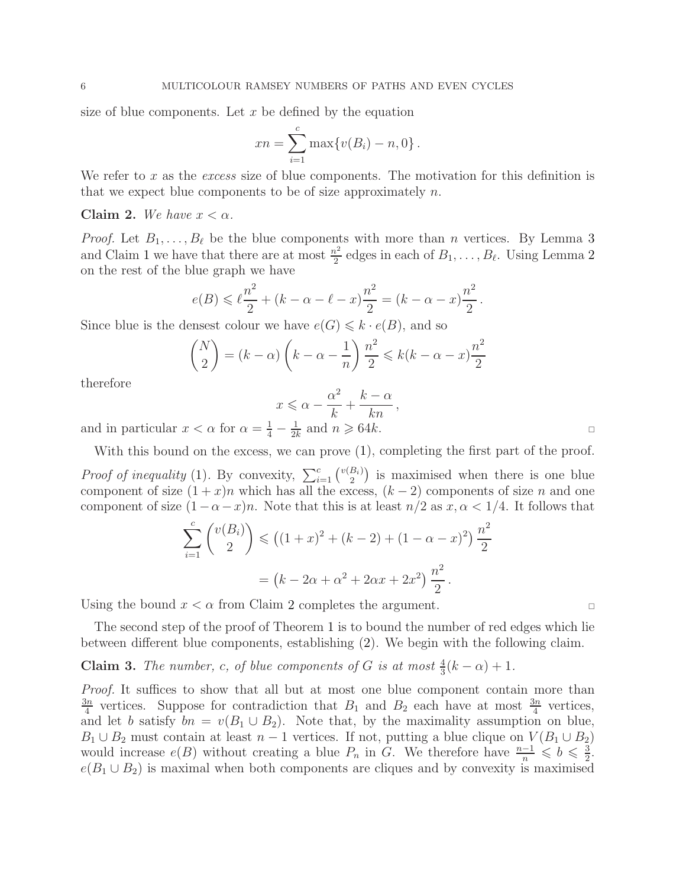size of blue components. Let $x$ be defined by the equation

$$xn = \sum_{i=1}^{c} \max\{v(B_i) - n, 0\}\,.$$

We refer to $x$ as the *excess* size of blue components. The motivation for this definition is that we expect blue components to be of size approximately $n$.

**Claim 2.** *We have $x < \alpha$.*

*Proof.* Let $B_1, \ldots, B_\ell$ be the blue components with more than $n$ vertices. By Lemma 3 and Claim 1 we have that there are at most $\frac{n^2}{2}$ edges in each of $B_1, \ldots, B_\ell$. Using Lemma 2 on the rest of the blue graph we have

$$e(B) \leqslant \ell \frac{n^2}{2} + (k - \alpha - \ell - x)\frac{n^2}{2} = (k - \alpha - x)\frac{n^2}{2}\,.$$

Since blue is the densest colour we have $e(G) \leqslant k \cdot e(B)$, and so

$$\binom{N}{2} = (k - \alpha)\left(k - \alpha - \frac{1}{n}\right)\frac{n^2}{2} \leqslant k(k - \alpha - x)\frac{n^2}{2}$$

therefore

$$x \leqslant \alpha - \frac{\alpha^2}{k} + \frac{k - \alpha}{kn}\,,$$

and in particular $x < \alpha$ for $\alpha = \frac{1}{4} - \frac{1}{2k}$ and $n \geqslant 64k$. □

With this bound on the excess, we can prove (1), completing the first part of the proof.

*Proof of inequality* (1). By convexity, $\sum_{i=1}^{c} \binom{v(B_i)}{2}$ is maximised when there is one blue component of size $(1 + x)n$ which has all the excess, $(k - 2)$ components of size $n$ and one component of size $(1 - \alpha - x)n$. Note that this is at least $n/2$ as $x, \alpha < 1/4$. It follows that

$$\begin{aligned}
\sum_{i=1}^{c} \binom{v(B_i)}{2} &\leqslant \left((1 + x)^2 + (k - 2) + (1 - \alpha - x)^2\right)\frac{n^2}{2} \\
&= \left(k - 2\alpha + \alpha^2 + 2\alpha x + 2x^2\right)\frac{n^2}{2}\,.
\end{aligned}$$

Using the bound $x < \alpha$ from Claim 2 completes the argument. □

The second step of the proof of Theorem 1 is to bound the number of red edges which lie between different blue components, establishing (2). We begin with the following claim.

**Claim 3.** *The number, $c$, of blue components of $G$ is at most $\frac{4}{3}(k - \alpha) + 1$.*

*Proof.* It suffices to show that all but at most one blue component contain more than $\frac{3n}{4}$ vertices. Suppose for contradiction that $B_1$ and $B_2$ each have at most $\frac{3n}{4}$ vertices, and let $b$ satisfy $bn = v(B_1 \cup B_2)$. Note that, by the maximality assumption on blue, $B_1 \cup B_2$ must contain at least $n - 1$ vertices. If not, putting a blue clique on $V(B_1 \cup B_2)$ would increase $e(B)$ without creating a blue $P_n$ in $G$. We therefore have $\frac{n-1}{n} \leqslant b \leqslant \frac{3}{2}$. $e(B_1 \cup B_2)$ is maximal when both components are cliques and by convexity is maximised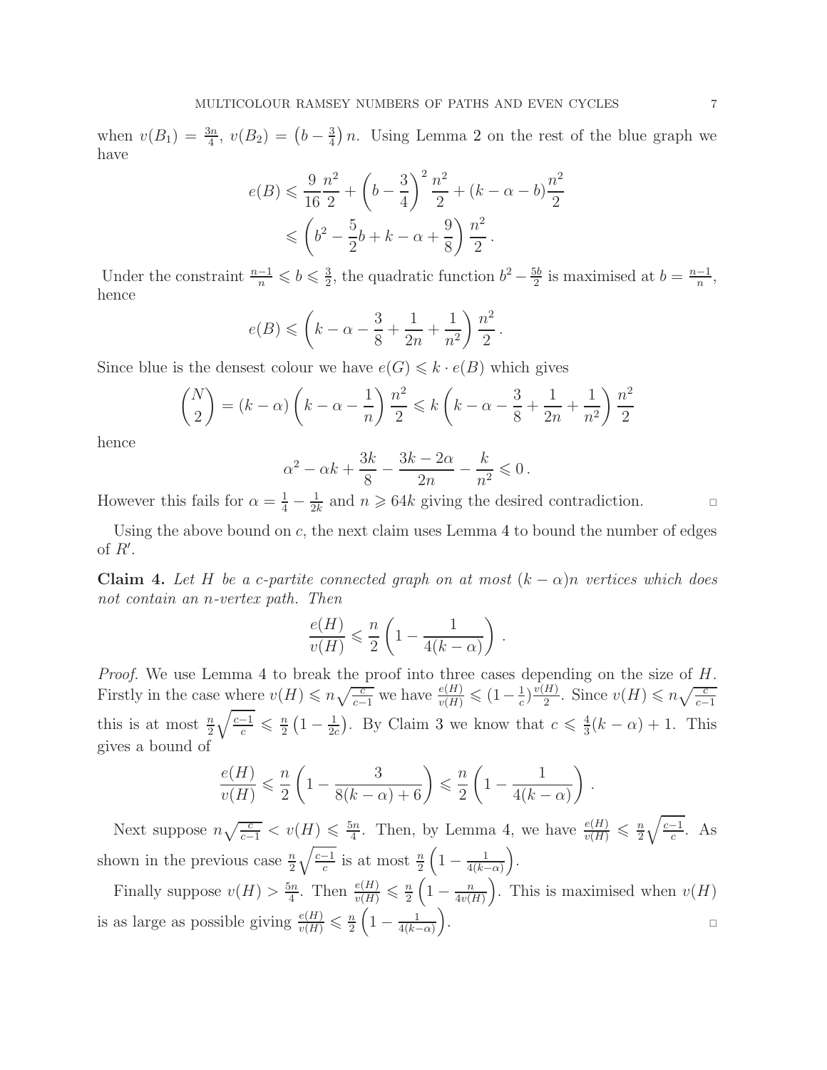when $v(B_1) = \frac{3n}{4}$, $v(B_2) = \left(b - \frac{3}{4}\right)n$. Using Lemma 2 on the rest of the blue graph we have

$$e(B) \leqslant \frac{9}{16}\frac{n^2}{2} + \left(b - \frac{3}{4}\right)^2 \frac{n^2}{2} + (k - \alpha - b)\frac{n^2}{2}$$
$$\leqslant \left(b^2 - \frac{5}{2}b + k - \alpha + \frac{9}{8}\right)\frac{n^2}{2}.$$

Under the constraint $\frac{n-1}{n} \leqslant b \leqslant \frac{3}{2}$, the quadratic function $b^2 - \frac{5b}{2}$ is maximised at $b = \frac{n-1}{n}$, hence

$$e(B) \leqslant \left(k - \alpha - \frac{3}{8} + \frac{1}{2n} + \frac{1}{n^2}\right)\frac{n^2}{2}.$$

Since blue is the densest colour we have $e(G) \leqslant k \cdot e(B)$ which gives

$$\binom{N}{2} = (k - \alpha)\left(k - \alpha - \frac{1}{n}\right)\frac{n^2}{2} \leqslant k\left(k - \alpha - \frac{3}{8} + \frac{1}{2n} + \frac{1}{n^2}\right)\frac{n^2}{2}$$

hence

$$\alpha^2 - \alpha k + \frac{3k}{8} - \frac{3k - 2\alpha}{2n} - \frac{k}{n^2} \leqslant 0.$$

However this fails for $\alpha = \frac{1}{4} - \frac{1}{2k}$ and $n \geqslant 64k$ giving the desired contradiction. □

Using the above bound on $c$, the next claim uses Lemma 4 to bound the number of edges of $R'$.

**Claim 4.** *Let $H$ be a $c$-partite connected graph on at most $(k - \alpha)n$ vertices which does not contain an $n$-vertex path. Then*

$$\frac{e(H)}{v(H)} \leqslant \frac{n}{2}\left(1 - \frac{1}{4(k - \alpha)}\right).$$

*Proof.* We use Lemma 4 to break the proof into three cases depending on the size of $H$. Firstly in the case where $v(H) \leqslant n\sqrt{\frac{c}{c-1}}$ we have $\frac{e(H)}{v(H)} \leqslant (1 - \frac{1}{c})\frac{v(H)}{2}$. Since $v(H) \leqslant n\sqrt{\frac{c}{c-1}}$ this is at most $\frac{n}{2}\sqrt{\frac{c-1}{c}} \leqslant \frac{n}{2}\left(1 - \frac{1}{2c}\right)$. By Claim 3 we know that $c \leqslant \frac{4}{3}(k - \alpha) + 1$. This gives a bound of

$$\frac{e(H)}{v(H)} \leqslant \frac{n}{2}\left(1 - \frac{3}{8(k - \alpha) + 6}\right) \leqslant \frac{n}{2}\left(1 - \frac{1}{4(k - \alpha)}\right).$$

Next suppose $n\sqrt{\frac{c}{c-1}} < v(H) \leqslant \frac{5n}{4}$. Then, by Lemma 4, we have $\frac{e(H)}{v(H)} \leqslant \frac{n}{2}\sqrt{\frac{c-1}{c}}$. As shown in the previous case $\frac{n}{2}\sqrt{\frac{c-1}{c}}$ is at most $\frac{n}{2}\left(1 - \frac{1}{4(k-\alpha)}\right)$.

Finally suppose $v(H) > \frac{5n}{4}$. Then $\frac{e(H)}{v(H)} \leqslant \frac{n}{2}\left(1 - \frac{n}{4v(H)}\right)$. This is maximised when $v(H)$ is as large as possible giving $\frac{e(H)}{v(H)} \leqslant \frac{n}{2}\left(1 - \frac{1}{4(k-\alpha)}\right)$. □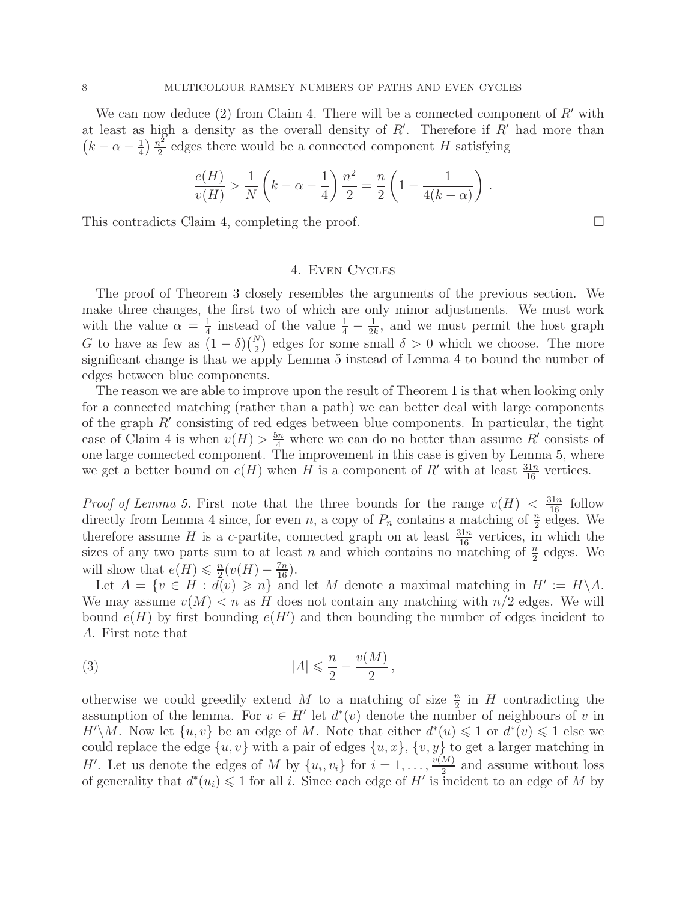We can now deduce (2) from Claim 4. There will be a connected component of $R'$ with at least as high a density as the overall density of $R'$. Therefore if $R'$ had more than $\left(k - \alpha - \frac{1}{4}\right)\frac{n^2}{2}$ edges there would be a connected component $H$ satisfying

$$\frac{e(H)}{v(H)} > \frac{1}{N}\left(k - \alpha - \frac{1}{4}\right)\frac{n^2}{2} = \frac{n}{2}\left(1 - \frac{1}{4(k-\alpha)}\right).$$

This contradicts Claim 4, completing the proof. □

## 4. Even Cycles

The proof of Theorem 3 closely resembles the arguments of the previous section. We make three changes, the first two of which are only minor adjustments. We must work with the value $\alpha = \frac{1}{4}$ instead of the value $\frac{1}{4} - \frac{1}{2k}$, and we must permit the host graph $G$ to have as few as $(1-\delta)\binom{N}{2}$ edges for some small $\delta > 0$ which we choose. The more significant change is that we apply Lemma 5 instead of Lemma 4 to bound the number of edges between blue components.

The reason we are able to improve upon the result of Theorem 1 is that when looking only for a connected matching (rather than a path) we can better deal with large components of the graph $R'$ consisting of red edges between blue components. In particular, the tight case of Claim 4 is when $v(H) > \frac{5n}{4}$ where we can do no better than assume $R'$ consists of one large connected component. The improvement in this case is given by Lemma 5, where we get a better bound on $e(H)$ when $H$ is a component of $R'$ with at least $\frac{31n}{16}$ vertices.

*Proof of Lemma 5.* First note that the three bounds for the range $v(H) < \frac{31n}{16}$ follow directly from Lemma 4 since, for even $n$, a copy of $P_n$ contains a matching of $\frac{n}{2}$ edges. We therefore assume $H$ is a $c$-partite, connected graph on at least $\frac{31n}{16}$ vertices, in which the sizes of any two parts sum to at least $n$ and which contains no matching of $\frac{n}{2}$ edges. We will show that $e(H) \leqslant \frac{n}{2}(v(H) - \frac{7n}{16})$.

Let $A = \{v \in H : d(v) \geqslant n\}$ and let $M$ denote a maximal matching in $H' := H \backslash A$. We may assume $v(M) < n$ as $H$ does not contain any matching with $n/2$ edges. We will bound $e(H)$ by first bounding $e(H')$ and then bounding the number of edges incident to $A$. First note that

$$|A| \leqslant \frac{n}{2} - \frac{v(M)}{2}, \tag{3}$$

otherwise we could greedily extend $M$ to a matching of size $\frac{n}{2}$ in $H$ contradicting the assumption of the lemma. For $v \in H'$ let $d^*(v)$ denote the number of neighbours of $v$ in $H' \backslash M$. Now let $\{u, v\}$ be an edge of $M$. Note that either $d^*(u) \leqslant 1$ or $d^*(v) \leqslant 1$ else we could replace the edge $\{u, v\}$ with a pair of edges $\{u, x\}$, $\{v, y\}$ to get a larger matching in $H'$. Let us denote the edges of $M$ by $\{u_i, v_i\}$ for $i = 1, \ldots, \frac{v(M)}{2}$ and assume without loss of generality that $d^*(u_i) \leqslant 1$ for all $i$. Since each edge of $H'$ is incident to an edge of $M$ by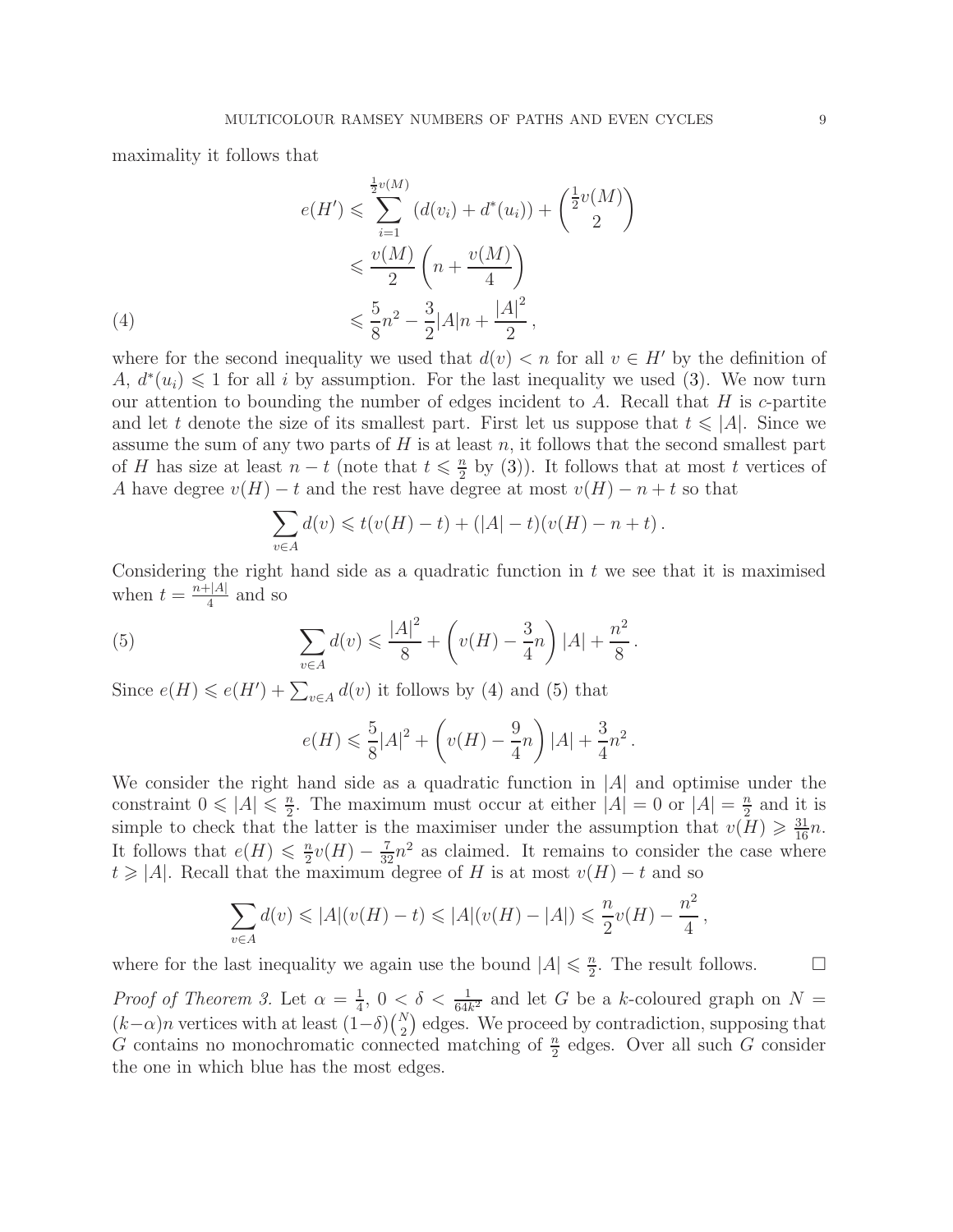maximality it follows that

$$
\begin{aligned}
e(H') &\leqslant \sum_{i=1}^{\frac{1}{2}v(M)} \left(d(v_i) + d^*(u_i)\right) + \binom{\frac{1}{2}v(M)}{2} \\
&\leqslant \frac{v(M)}{2}\left(n + \frac{v(M)}{4}\right) \\
&\leqslant \frac{5}{8}n^2 - \frac{3}{2}|A|n + \frac{|A|^2}{2}\,, \qquad (4)
\end{aligned}
$$

where for the second inequality we used that $d(v) < n$ for all $v \in H'$ by the definition of $A$, $d^*(u_i) \leqslant 1$ for all $i$ by assumption. For the last inequality we used (3). We now turn our attention to bounding the number of edges incident to $A$. Recall that $H$ is $c$-partite and let $t$ denote the size of its smallest part. First let us suppose that $t \leqslant |A|$. Since we assume the sum of any two parts of $H$ is at least $n$, it follows that the second smallest part of $H$ has size at least $n - t$ (note that $t \leqslant \frac{n}{2}$ by (3)). It follows that at most $t$ vertices of $A$ have degree $v(H) - t$ and the rest have degree at most $v(H) - n + t$ so that

$$
\sum_{v \in A} d(v) \leqslant t(v(H) - t) + (|A| - t)(v(H) - n + t)\,.
$$

Considering the right hand side as a quadratic function in $t$ we see that it is maximised when $t = \frac{n+|A|}{4}$ and so

$$
\sum_{v \in A} d(v) \leqslant \frac{|A|^2}{8} + \left(v(H) - \frac{3}{4}n\right)|A| + \frac{n^2}{8}\,. \qquad (5)
$$

Since $e(H) \leqslant e(H') + \sum_{v \in A} d(v)$ it follows by (4) and (5) that

$$
e(H) \leqslant \frac{5}{8}|A|^2 + \left(v(H) - \frac{9}{4}n\right)|A| + \frac{3}{4}n^2\,.
$$

We consider the right hand side as a quadratic function in $|A|$ and optimise under the constraint $0 \leqslant |A| \leqslant \frac{n}{2}$. The maximum must occur at either $|A| = 0$ or $|A| = \frac{n}{2}$ and it is simple to check that the latter is the maximiser under the assumption that $v(H) \geqslant \frac{31}{16}n$. It follows that $e(H) \leqslant \frac{n}{2}v(H) - \frac{7}{32}n^2$ as claimed. It remains to consider the case where $t \geqslant |A|$. Recall that the maximum degree of $H$ is at most $v(H) - t$ and so

$$
\sum_{v \in A} d(v) \leqslant |A|(v(H) - t) \leqslant |A|(v(H) - |A|) \leqslant \frac{n}{2}v(H) - \frac{n^2}{4}\,,
$$

where for the last inequality we again use the bound $|A| \leqslant \frac{n}{2}$. The result follows. $\square$

*Proof of Theorem 3.* Let $\alpha = \frac{1}{4}$, $0 < \delta < \frac{1}{64k^2}$ and let $G$ be a $k$-coloured graph on $N = (k-\alpha)n$ vertices with at least $(1-\delta)\binom{N}{2}$ edges. We proceed by contradiction, supposing that $G$ contains no monochromatic connected matching of $\frac{n}{2}$ edges. Over all such $G$ consider the one in which blue has the most edges.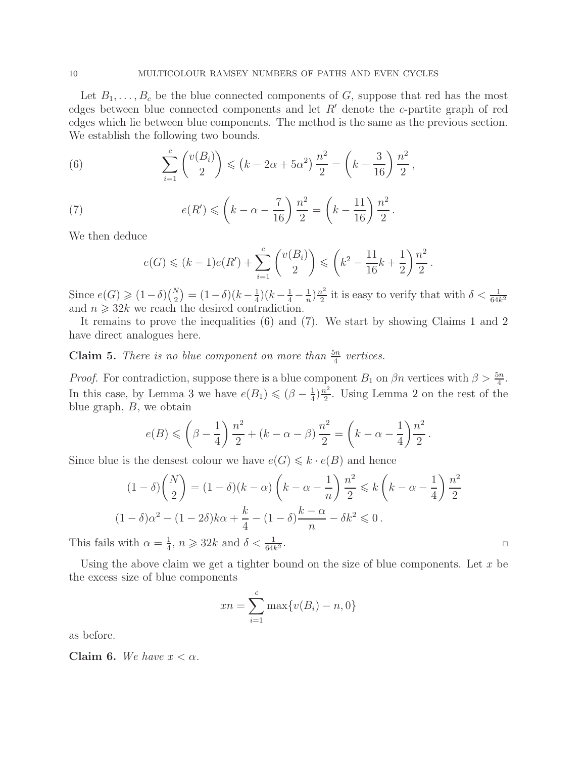Let $B_1, \ldots, B_c$ be the blue connected components of $G$, suppose that red has the most edges between blue connected components and let $R'$ denote the $c$-partite graph of red edges which lie between blue components. The method is the same as the previous section. We establish the following two bounds.

$$\sum_{i=1}^{c} \binom{v(B_i)}{2} \leqslant \left(k - 2\alpha + 5\alpha^2\right) \frac{n^2}{2} = \left(k - \frac{3}{16}\right) \frac{n^2}{2}\,, \tag{6}$$

$$e(R') \leqslant \left(k - \alpha - \frac{7}{16}\right) \frac{n^2}{2} = \left(k - \frac{11}{16}\right) \frac{n^2}{2}\,. \tag{7}$$

We then deduce

$$e(G) \leqslant (k-1)e(R') + \sum_{i=1}^{c} \binom{v(B_i)}{2} \leqslant \left(k^2 - \frac{11}{16}k + \frac{1}{2}\right) \frac{n^2}{2}\,.$$

Since $e(G) \geqslant (1-\delta)\binom{N}{2} = (1-\delta)(k - \frac{1}{4})(k - \frac{1}{4} - \frac{1}{n})\frac{n^2}{2}$ it is easy to verify that with $\delta < \frac{1}{64k^2}$ and $n \geqslant 32k$ we reach the desired contradiction.

It remains to prove the inequalities (6) and (7). We start by showing Claims 1 and 2 have direct analogues here.

**Claim 5.** *There is no blue component on more than $\frac{5n}{4}$ vertices.*

*Proof.* For contradiction, suppose there is a blue component $B_1$ on $\beta n$ vertices with $\beta > \frac{5n}{4}$. In this case, by Lemma 3 we have $e(B_1) \leqslant (\beta - \frac{1}{4})\frac{n^2}{2}$. Using Lemma 2 on the rest of the blue graph, $B$, we obtain

$$e(B) \leqslant \left(\beta - \frac{1}{4}\right) \frac{n^2}{2} + (k - \alpha - \beta) \frac{n^2}{2} = \left(k - \alpha - \frac{1}{4}\right) \frac{n^2}{2}\,.$$

Since blue is the densest colour we have $e(G) \leqslant k \cdot e(B)$ and hence

$$\begin{aligned}
(1-\delta)\binom{N}{2} = (1-\delta)(k-\alpha)\left(k - \alpha - \frac{1}{n}\right)\frac{n^2}{2} &\leqslant k\left(k - \alpha - \frac{1}{4}\right)\frac{n^2}{2} \\
(1-\delta)\alpha^2 - (1-2\delta)k\alpha + \frac{k}{4} - (1-\delta)\frac{k-\alpha}{n} - \delta k^2 &\leqslant 0\,.
\end{aligned}$$

This fails with $\alpha = \frac{1}{4}$, $n \geqslant 32k$ and $\delta < \frac{1}{64k^2}$. □

Using the above claim we get a tighter bound on the size of blue components. Let $x$ be the excess size of blue components

$$xn = \sum_{i=1}^{c} \max\{v(B_i) - n, 0\}$$

as before.

**Claim 6.** *We have $x < \alpha$.*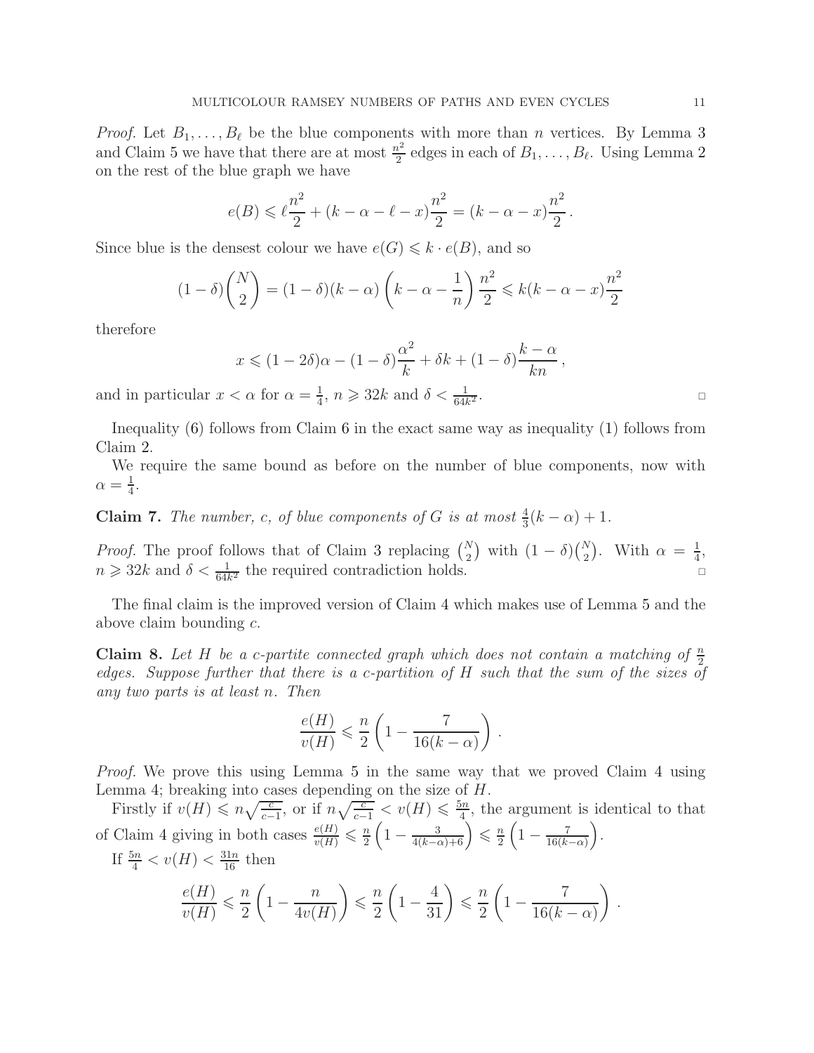*Proof.* Let $B_1, \ldots, B_\ell$ be the blue components with more than $n$ vertices. By Lemma 3 and Claim 5 we have that there are at most $\frac{n^2}{2}$ edges in each of $B_1, \ldots, B_\ell$. Using Lemma 2 on the rest of the blue graph we have

$$e(B) \leqslant \ell \frac{n^2}{2} + (k - \alpha - \ell - x)\frac{n^2}{2} = (k - \alpha - x)\frac{n^2}{2}\,.$$

Since blue is the densest colour we have $e(G) \leqslant k \cdot e(B)$, and so

$$(1-\delta)\binom{N}{2} = (1-\delta)(k-\alpha)\left(k - \alpha - \frac{1}{n}\right)\frac{n^2}{2} \leqslant k(k-\alpha-x)\frac{n^2}{2}$$

therefore

$$x \leqslant (1-2\delta)\alpha - (1-\delta)\frac{\alpha^2}{k} + \delta k + (1-\delta)\frac{k-\alpha}{kn}\,,$$

and in particular $x < \alpha$ for $\alpha = \frac{1}{4}$, $n \geqslant 32k$ and $\delta < \frac{1}{64k^2}$. □

Inequality (6) follows from Claim 6 in the exact same way as inequality (1) follows from Claim 2.

We require the same bound as before on the number of blue components, now with $\alpha = \frac{1}{4}$.

**Claim 7.** *The number, $c$, of blue components of $G$ is at most $\frac{4}{3}(k-\alpha)+1$.*

*Proof.* The proof follows that of Claim 3 replacing $\binom{N}{2}$ with $(1-\delta)\binom{N}{2}$. With $\alpha = \frac{1}{4}$, $n \geqslant 32k$ and $\delta < \frac{1}{64k^2}$ the required contradiction holds. □

The final claim is the improved version of Claim 4 which makes use of Lemma 5 and the above claim bounding $c$.

**Claim 8.** *Let $H$ be a $c$-partite connected graph which does not contain a matching of $\frac{n}{2}$ edges. Suppose further that there is a $c$-partition of $H$ such that the sum of the sizes of any two parts is at least $n$. Then*

$$\frac{e(H)}{v(H)} \leqslant \frac{n}{2}\left(1 - \frac{7}{16(k-\alpha)}\right)\,.$$

*Proof.* We prove this using Lemma 5 in the same way that we proved Claim 4 using Lemma 4; breaking into cases depending on the size of $H$.

Firstly if $v(H) \leqslant n\sqrt{\frac{c}{c-1}}$, or if $n\sqrt{\frac{c}{c-1}} < v(H) \leqslant \frac{5n}{4}$, the argument is identical to that of Claim 4 giving in both cases $\frac{e(H)}{v(H)} \leqslant \frac{n}{2}\left(1 - \frac{3}{4(k-\alpha)+6}\right) \leqslant \frac{n}{2}\left(1 - \frac{7}{16(k-\alpha)}\right)$.

If $\frac{5n}{4} < v(H) < \frac{31n}{16}$ then

$$\frac{e(H)}{v(H)} \leqslant \frac{n}{2}\left(1 - \frac{n}{4v(H)}\right) \leqslant \frac{n}{2}\left(1 - \frac{4}{31}\right) \leqslant \frac{n}{2}\left(1 - \frac{7}{16(k-\alpha)}\right)\,.$$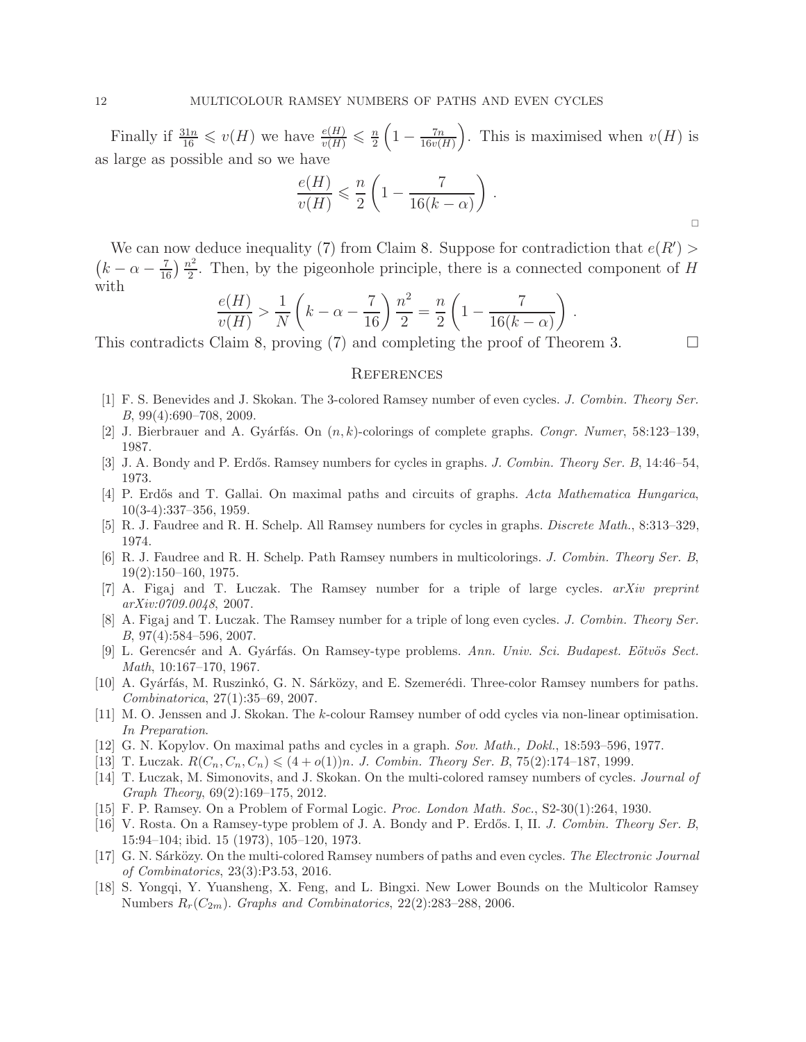Finally if $\frac{31n}{16} \leqslant v(H)$ we have $\frac{e(H)}{v(H)} \leqslant \frac{n}{2}\left(1 - \frac{7n}{16v(H)}\right)$. This is maximised when $v(H)$ is as large as possible and so we have

$$\frac{e(H)}{v(H)} \leqslant \frac{n}{2}\left(1 - \frac{7}{16(k-\alpha)}\right).$$

□

We can now deduce inequality (7) from Claim 8. Suppose for contradiction that $e(R') > \left(k - \alpha - \frac{7}{16}\right)\frac{n^2}{2}$. Then, by the pigeonhole principle, there is a connected component of $H$ with

$$\frac{e(H)}{v(H)} > \frac{1}{N}\left(k - \alpha - \frac{7}{16}\right)\frac{n^2}{2} = \frac{n}{2}\left(1 - \frac{7}{16(k-\alpha)}\right).$$

This contradicts Claim 8, proving (7) and completing the proof of Theorem 3. □

## References

[1] F. S. Benevides and J. Skokan. The 3-colored Ramsey number of even cycles. *J. Combin. Theory Ser. B*, 99(4):690–708, 2009.

[2] J. Bierbrauer and A. Gyárfás. On $(n, k)$-colorings of complete graphs. *Congr. Numer*, 58:123–139, 1987.

[3] J. A. Bondy and P. Erdős. Ramsey numbers for cycles in graphs. *J. Combin. Theory Ser. B*, 14:46–54, 1973.

[4] P. Erdős and T. Gallai. On maximal paths and circuits of graphs. *Acta Mathematica Hungarica*, 10(3-4):337–356, 1959.

[5] R. J. Faudree and R. H. Schelp. All Ramsey numbers for cycles in graphs. *Discrete Math.*, 8:313–329, 1974.

[6] R. J. Faudree and R. H. Schelp. Path Ramsey numbers in multicolorings. *J. Combin. Theory Ser. B*, 19(2):150–160, 1975.

[7] A. Figaj and T. Łuczak. The Ramsey number for a triple of large cycles. *arXiv preprint arXiv:0709.0048*, 2007.

[8] A. Figaj and T. Łuczak. The Ramsey number for a triple of long even cycles. *J. Combin. Theory Ser. B*, 97(4):584–596, 2007.

[9] L. Gerencsér and A. Gyárfás. On Ramsey-type problems. *Ann. Univ. Sci. Budapest. Eötvös Sect. Math*, 10:167–170, 1967.

[10] A. Gyárfás, M. Ruszinkó, G. N. Sárközy, and E. Szemerédi. Three-color Ramsey numbers for paths. *Combinatorica*, 27(1):35–69, 2007.

[11] M. O. Jenssen and J. Skokan. The $k$-colour Ramsey number of odd cycles via non-linear optimisation. *In Preparation*.

[12] G. N. Kopylov. On maximal paths and cycles in a graph. *Sov. Math., Dokl.*, 18:593–596, 1977.

[13] T. Łuczak. $R(C_n, C_n, C_n) \leqslant (4 + o(1))n$. *J. Combin. Theory Ser. B*, 75(2):174–187, 1999.

[14] T. Łuczak, M. Simonovits, and J. Skokan. On the multi-colored ramsey numbers of cycles. *Journal of Graph Theory*, 69(2):169–175, 2012.

[15] F. P. Ramsey. On a Problem of Formal Logic. *Proc. London Math. Soc.*, S2-30(1):264, 1930.

[16] V. Rosta. On a Ramsey-type problem of J. A. Bondy and P. Erdős. I, II. *J. Combin. Theory Ser. B*, 15:94–104; ibid. 15 (1973), 105–120, 1973.

[17] G. N. Sárközy. On the multi-colored Ramsey numbers of paths and even cycles. *The Electronic Journal of Combinatorics*, 23(3):P3.53, 2016.

[18] S. Yongqi, Y. Yuansheng, X. Feng, and L. Bingxi. New Lower Bounds on the Multicolor Ramsey Numbers $R_r(C_{2m})$. *Graphs and Combinatorics*, 22(2):283–288, 2006.